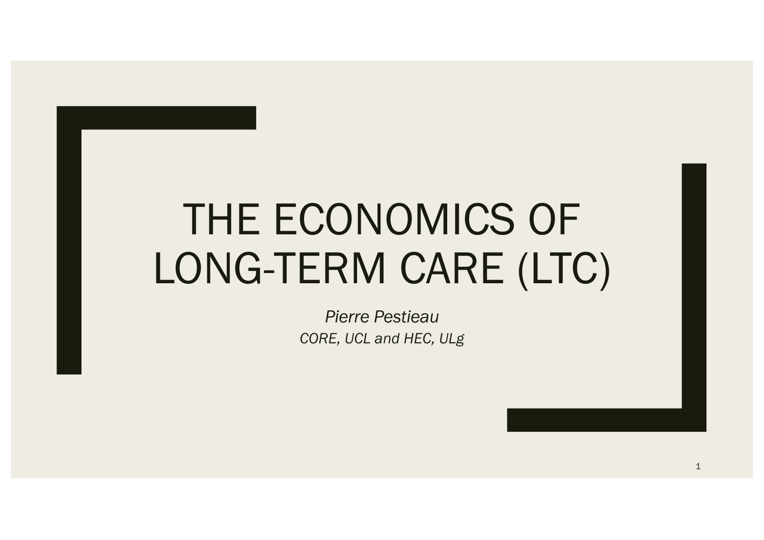# THE ECONOMICS OF LONG-TERM CARE (LTC)

*Pierre Pestieau*

*CORE, UCL and HEC, ULg*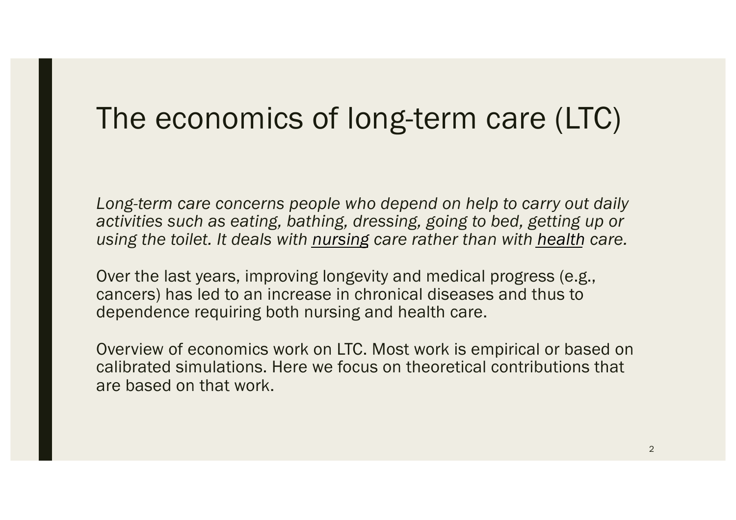# The economics of long-term care (LTC)

*Long-term care concerns people who depend on help to carry out daily activities such as eating, bathing, dressing, going to bed, getting up or using the toilet. It deals with <u>nursing</u> care rather than with <u>health</u> care.*

Over the last years, improving longevity and medical progress (e.g., cancers) has led to an increase in chronical diseases and thus to dependence requiring both nursing and health care.

Overview of economics work on LTC. Most work is empirical or based on calibrated simulations. Here we focus on theoretical contributions that are based on that work.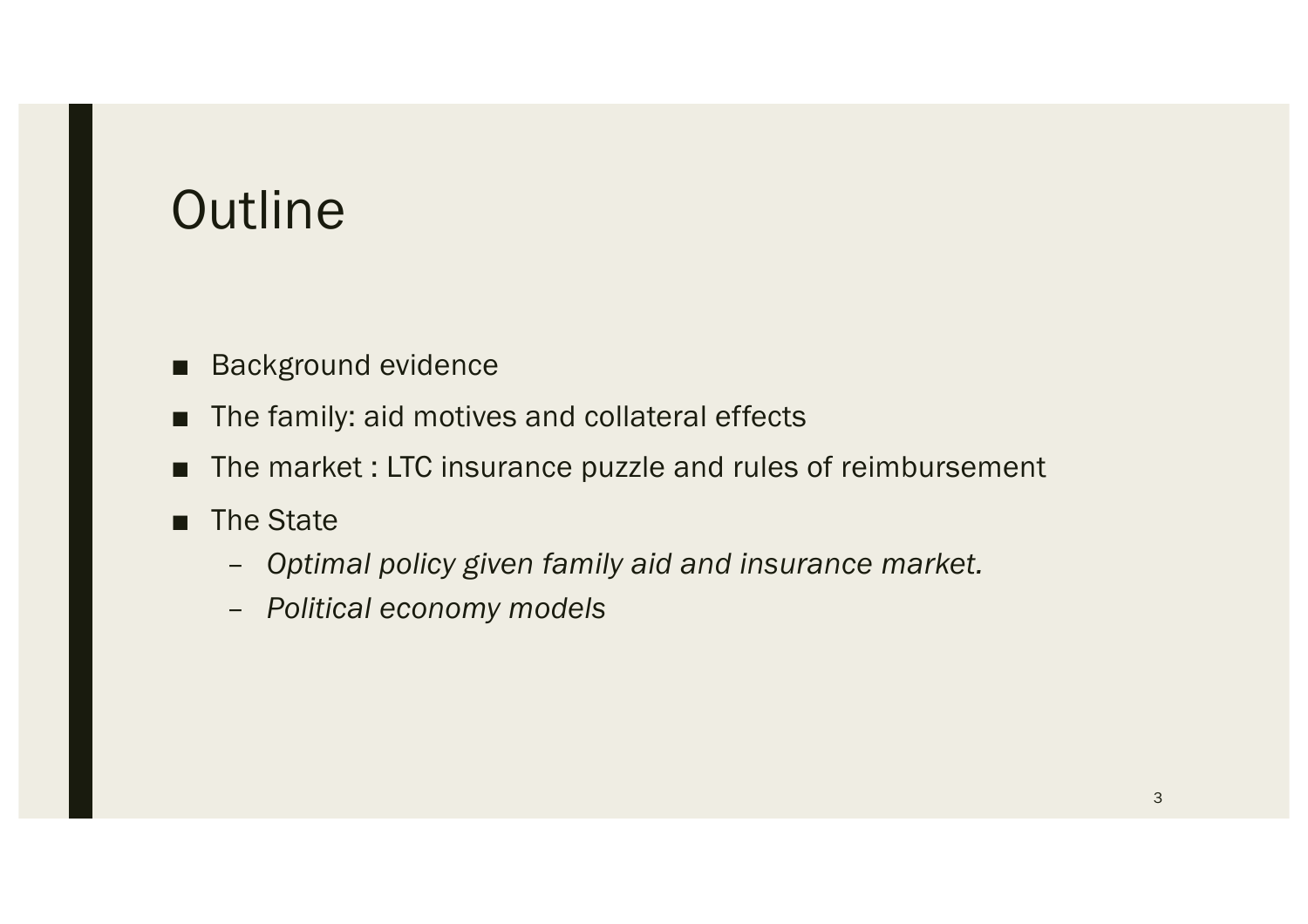# Outline

- Background evidence
- The family: aid motives and collateral effects
- The market : LTC insurance puzzle and rules of reimbursement
- The State
  - *Optimal policy given family aid and insurance market.*
  - *Political economy models*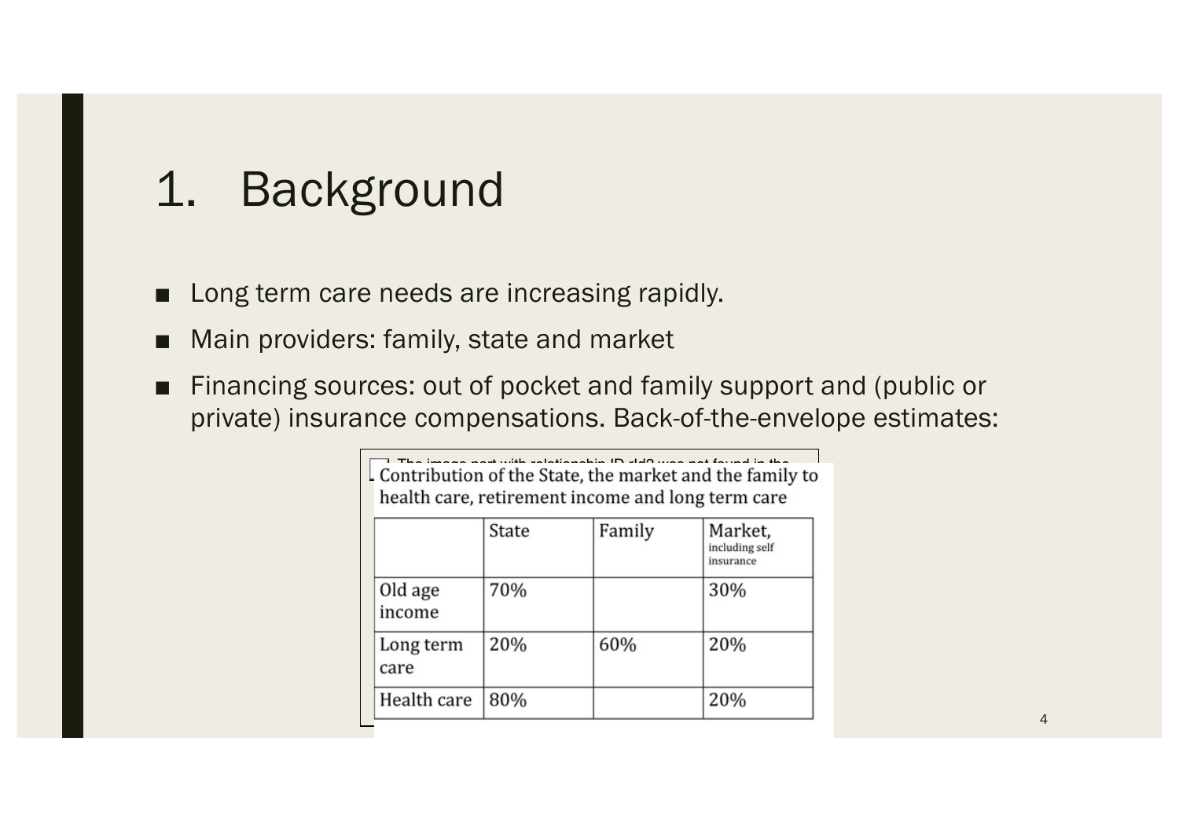# 1. Background

- Long term care needs are increasing rapidly.
- Main providers: family, state and market
- Financing sources: out of pocket and family support and (public or private) insurance compensations. Back-of-the-envelope estimates:

Contribution of the State, the market and the family to health care, retirement income and long term care

| | State | Family | Market, including self insurance |
|---|---|---|---|
| Old age income | 70% | | 30% |
| Long term care | 20% | 60% | 20% |
| Health care | 80% | | 20% |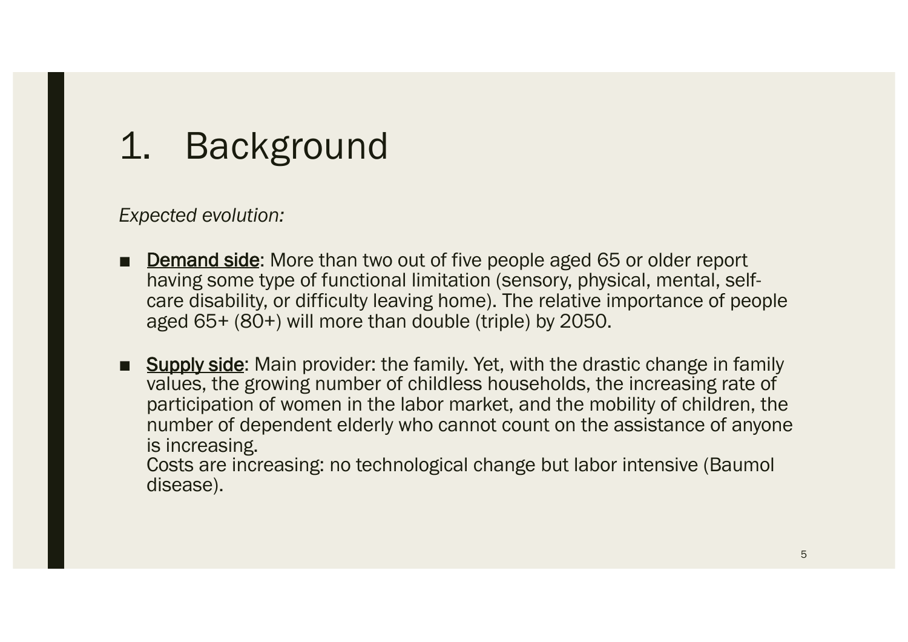# 1. Background

*Expected evolution:*

- <u>Demand side</u>: More than two out of five people aged 65 or older report having some type of functional limitation (sensory, physical, mental, self-care disability, or difficulty leaving home). The relative importance of people aged 65+ (80+) will more than double (triple) by 2050.

- <u>Supply side</u>: Main provider: the family. Yet, with the drastic change in family values, the growing number of childless households, the increasing rate of participation of women in the labor market, and the mobility of children, the number of dependent elderly who cannot count on the assistance of anyone is increasing.
  Costs are increasing: no technological change but labor intensive (Baumol disease).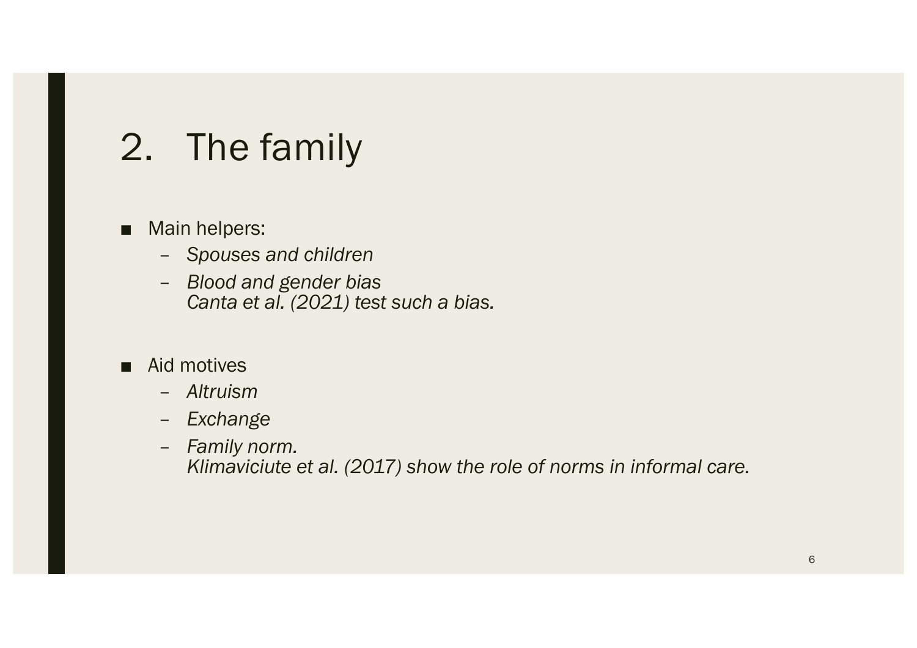# 2. The family

- Main helpers:
  - *Spouses and children*
  - *Blood and gender bias*
    *Canta et al. (2021) test such a bias.*

- Aid motives
  - *Altruism*
  - *Exchange*
  - *Family norm.*
    *Klimaviciute et al. (2017) show the role of norms in informal care.*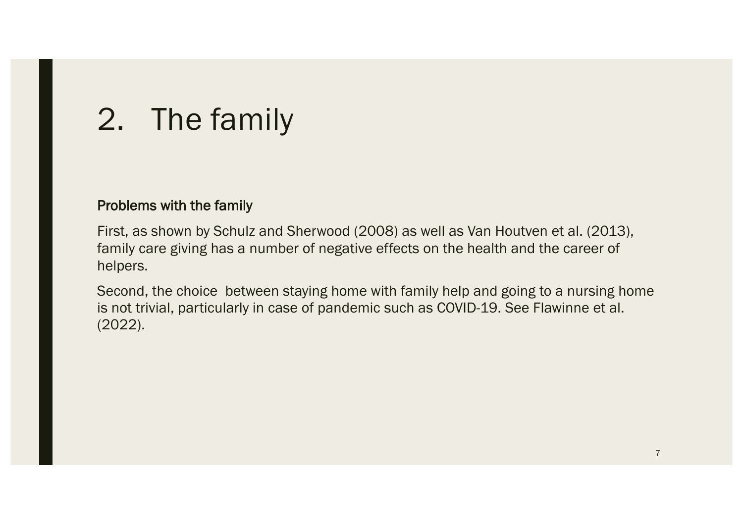# 2. The family

**Problems with the family**

First, as shown by Schulz and Sherwood (2008) as well as Van Houtven et al. (2013), family care giving has a number of negative effects on the health and the career of helpers.

Second, the choice between staying home with family help and going to a nursing home is not trivial, particularly in case of pandemic such as COVID-19. See Flawinne et al. (2022).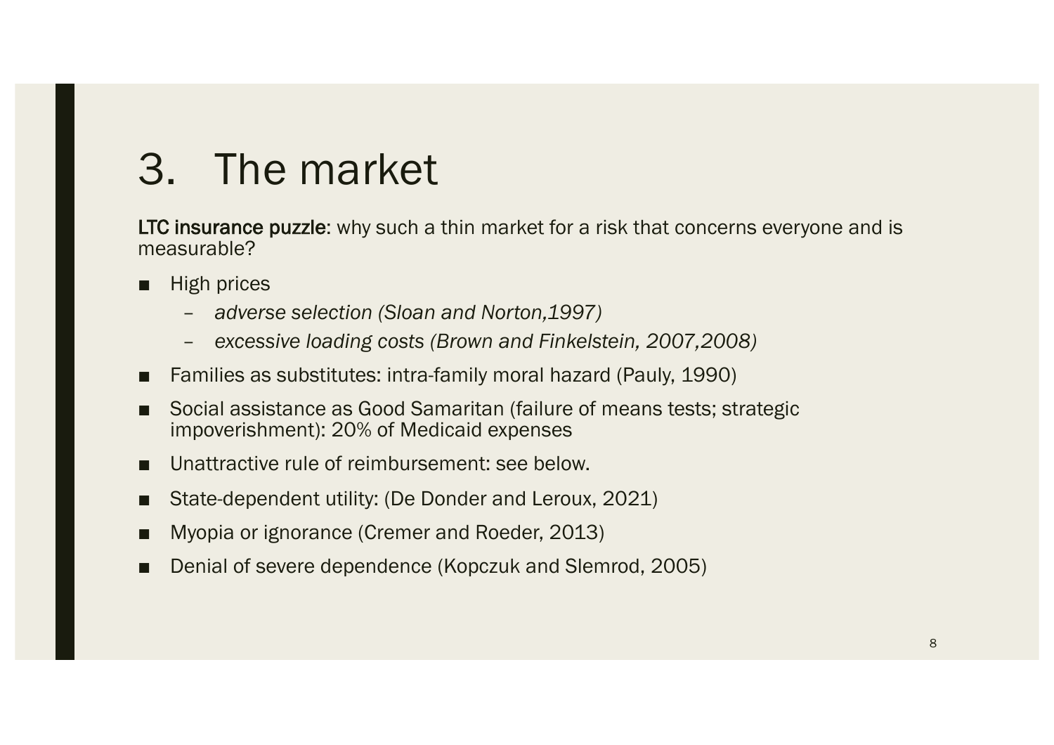# 3. The market

**LTC insurance puzzle**: why such a thin market for a risk that concerns everyone and is measurable?

- High prices
  - *adverse selection (Sloan and Norton,1997)*
  - *excessive loading costs (Brown and Finkelstein, 2007,2008)*
- Families as substitutes: intra-family moral hazard (Pauly, 1990)
- Social assistance as Good Samaritan (failure of means tests; strategic impoverishment): 20% of Medicaid expenses
- Unattractive rule of reimbursement: see below.
- State-dependent utility: (De Donder and Leroux, 2021)
- Myopia or ignorance (Cremer and Roeder, 2013)
- Denial of severe dependence (Kopczuk and Slemrod, 2005)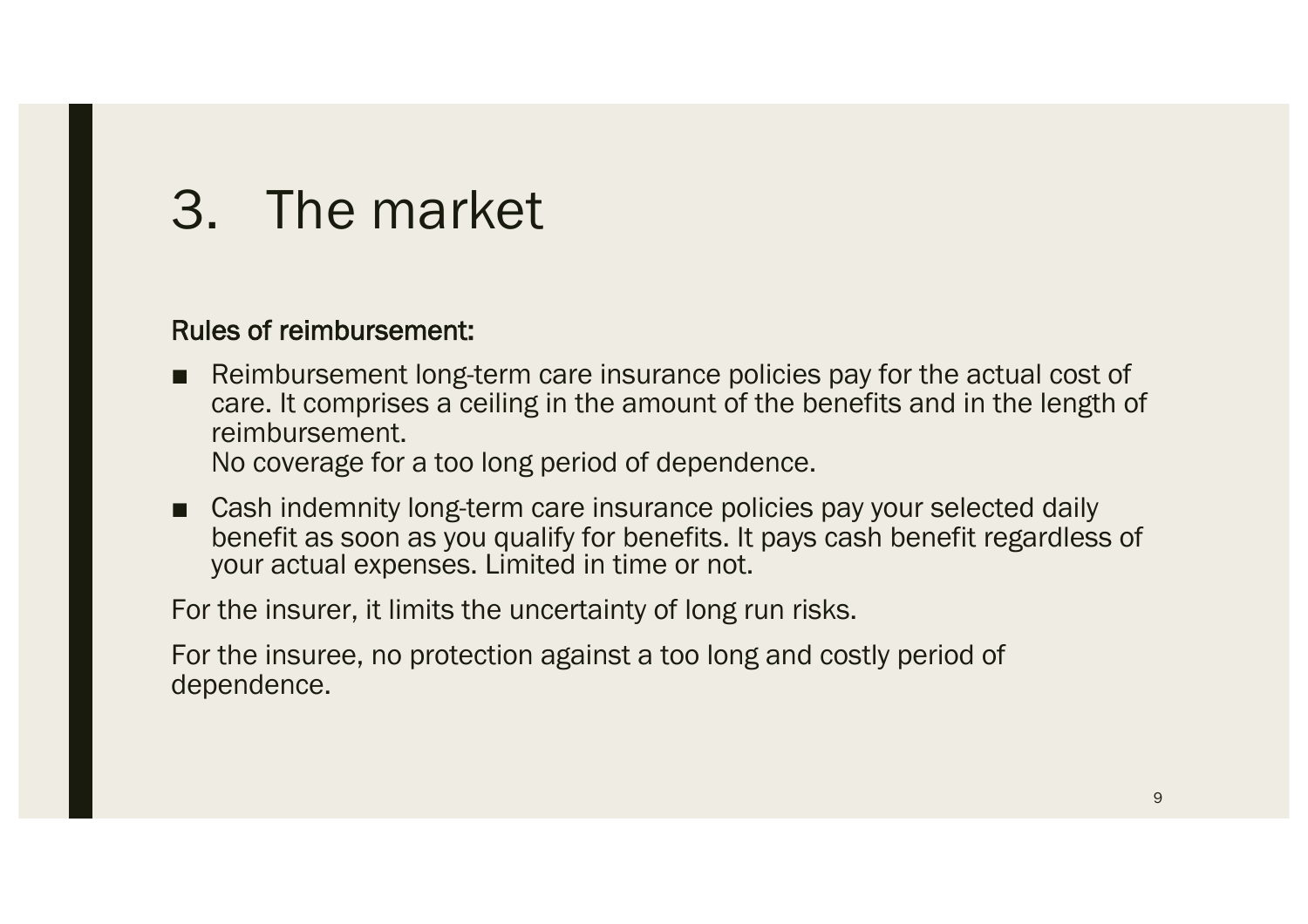# 3. The market

**Rules of reimbursement:**

- Reimbursement long-term care insurance policies pay for the actual cost of care. It comprises a ceiling in the amount of the benefits and in the length of reimbursement.
  No coverage for a too long period of dependence.
- Cash indemnity long-term care insurance policies pay your selected daily benefit as soon as you qualify for benefits. It pays cash benefit regardless of your actual expenses. Limited in time or not.

For the insurer, it limits the uncertainty of long run risks.

For the insuree, no protection against a too long and costly period of dependence.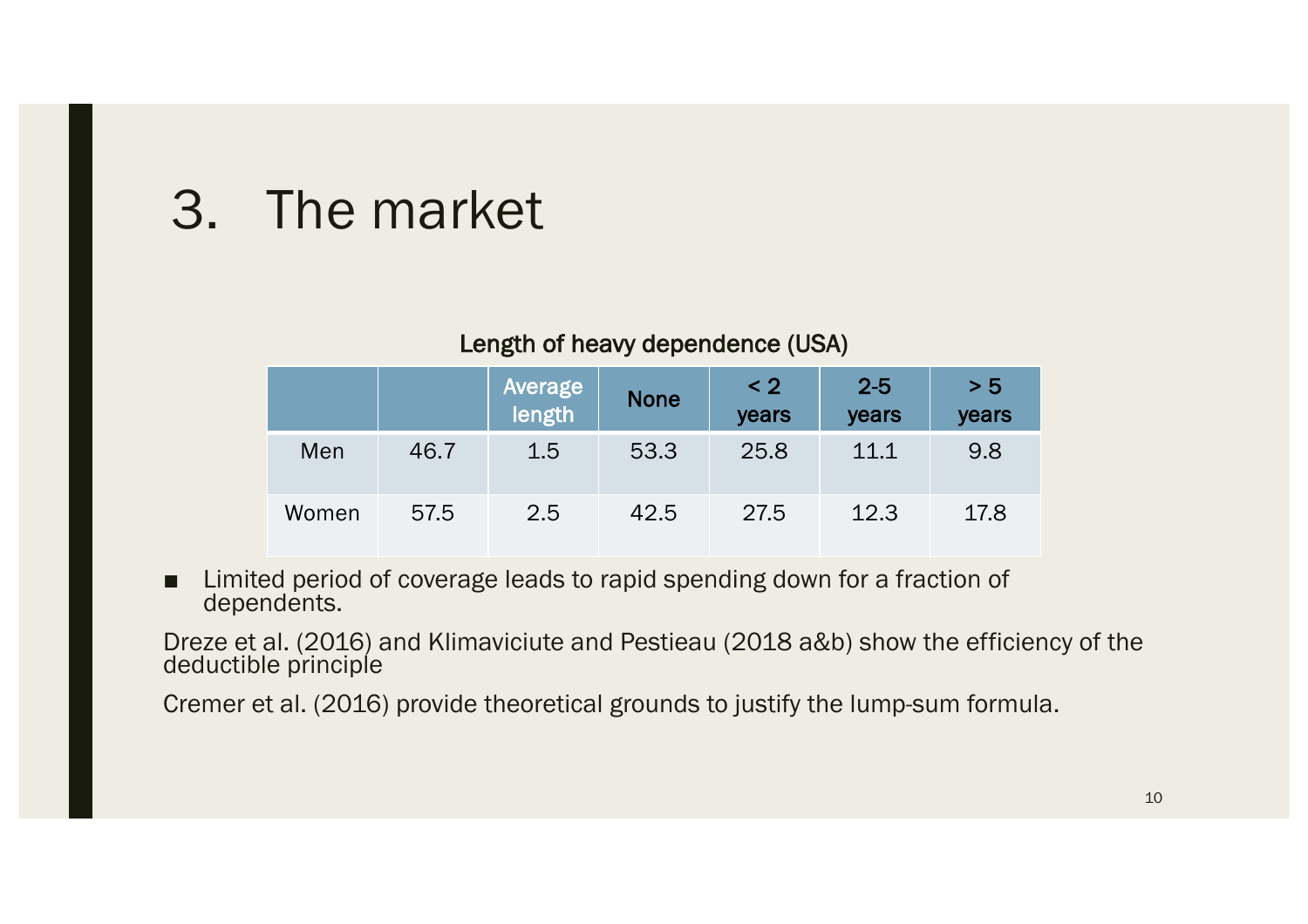# 3. The market

Length of heavy dependence (USA)

| | | Average length | None | < 2 years | 2-5 years | > 5 years |
|---|---|---|---|---|---|---|
| Men | 46.7 | 1.5 | 53.3 | 25.8 | 11.1 | 9.8 |
| Women | 57.5 | 2.5 | 42.5 | 27.5 | 12.3 | 17.8 |

- Limited period of coverage leads to rapid spending down for a fraction of dependents.

Dreze et al. (2016) and Klimaviciute and Pestieau (2018 a&b) show the efficiency of the deductible principle

Cremer et al. (2016) provide theoretical grounds to justify the lump-sum formula.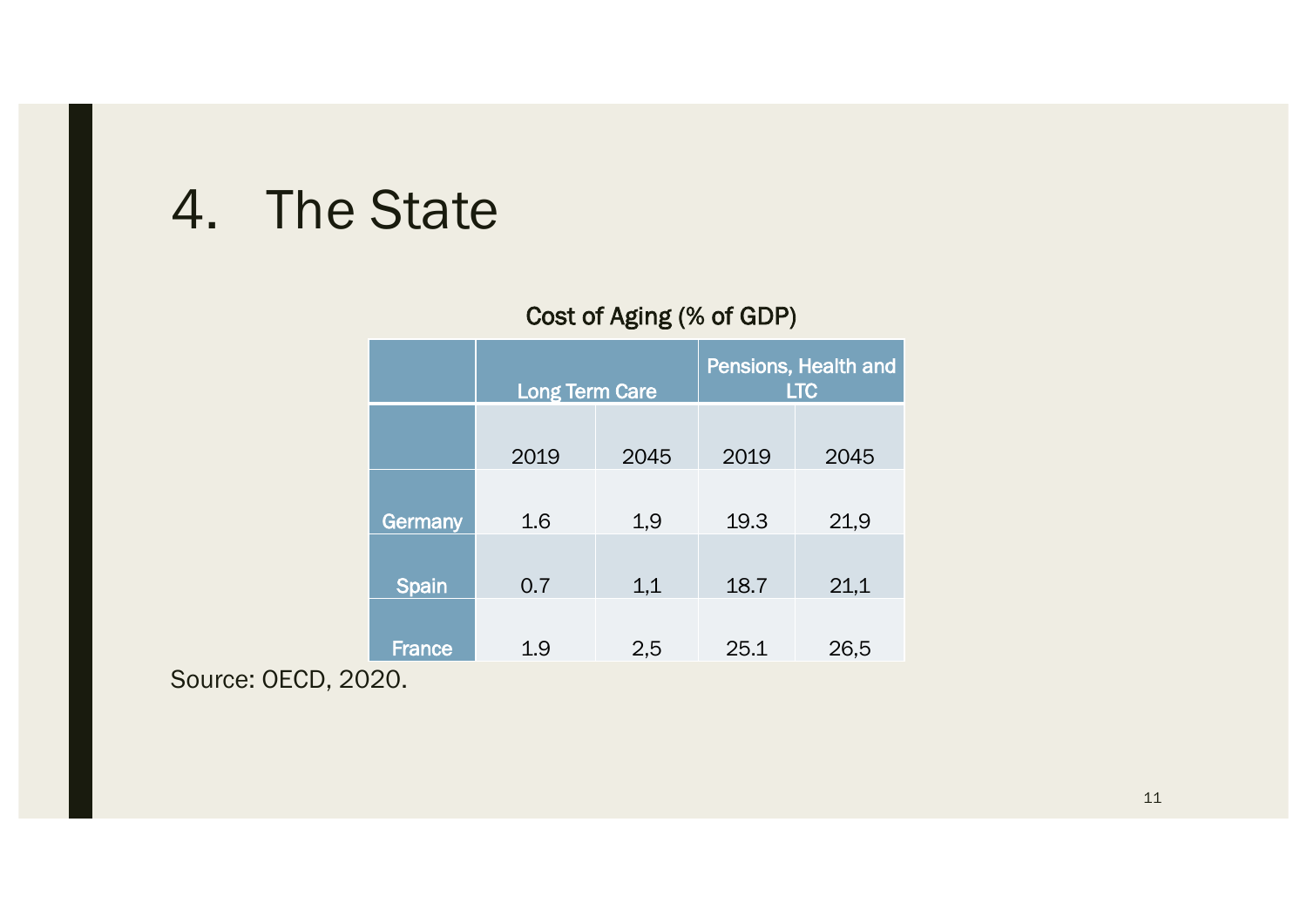# 4. The State

Cost of Aging (% of GDP)

| | Long Term Care | | Pensions, Health and LTC | |
|---|---|---|---|---|
| | 2019 | 2045 | 2019 | 2045 |
| Germany | 1.6 | 1,9 | 19.3 | 21,9 |
| Spain | 0.7 | 1,1 | 18.7 | 21,1 |
| France | 1.9 | 2,5 | 25.1 | 26,5 |

Source: OECD, 2020.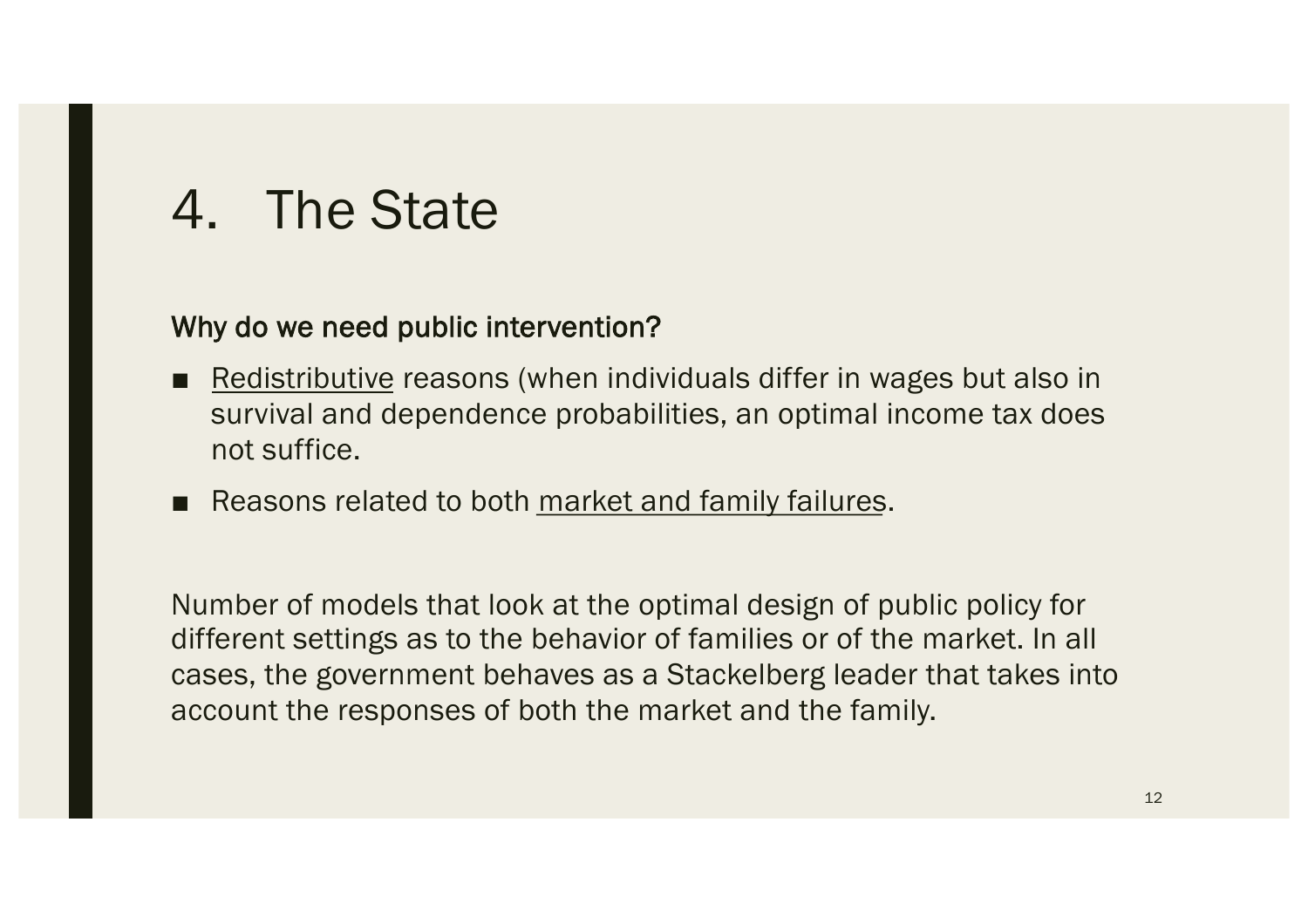# 4. The State

**Why do we need public intervention?**

- Redistributive reasons (when individuals differ in wages but also in survival and dependence probabilities, an optimal income tax does not suffice.
- Reasons related to both market and family failures.

Number of models that look at the optimal design of public policy for different settings as to the behavior of families or of the market. In all cases, the government behaves as a Stackelberg leader that takes into account the responses of both the market and the family.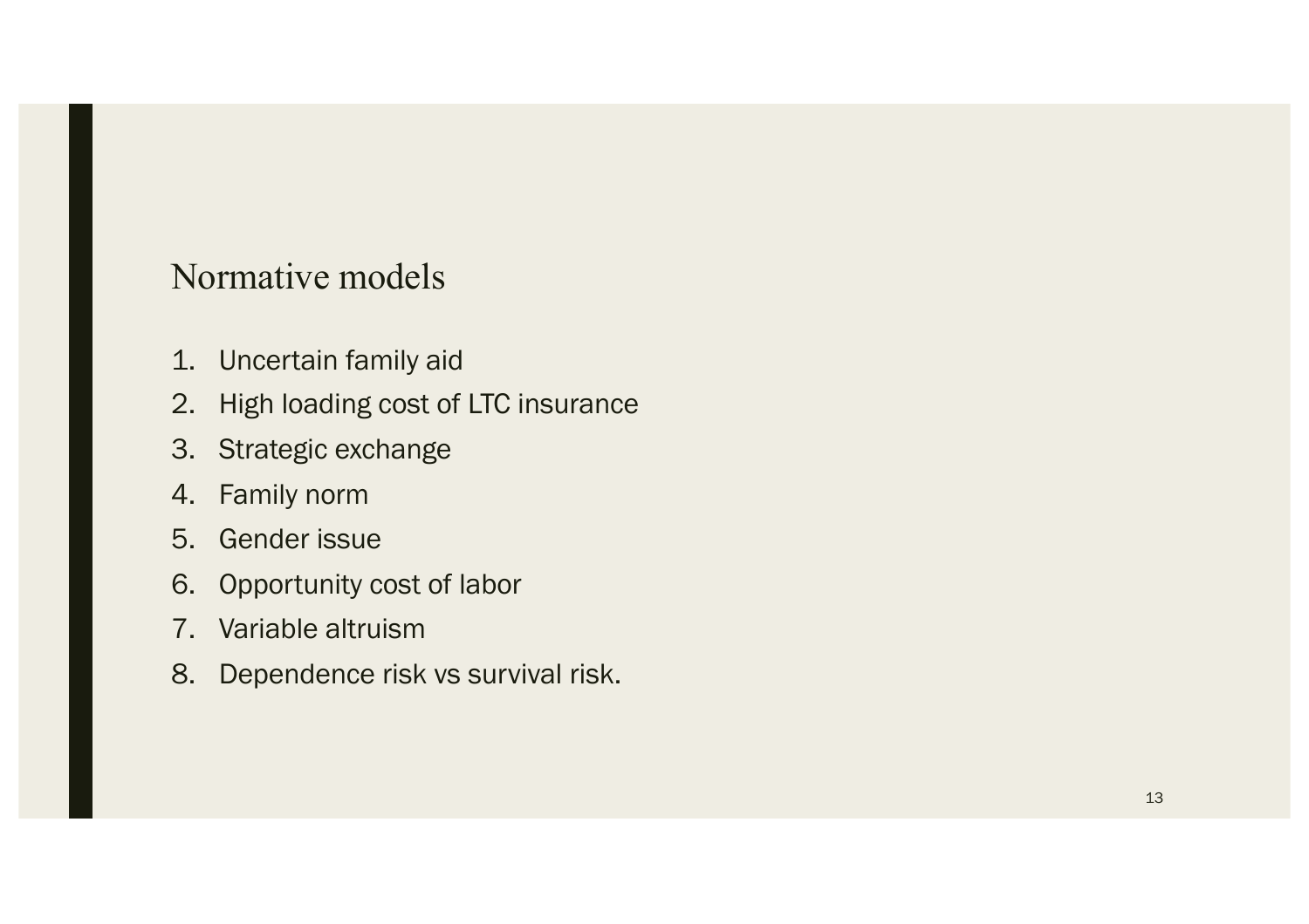# Normative models

1. Uncertain family aid
2. High loading cost of LTC insurance
3. Strategic exchange
4. Family norm
5. Gender issue
6. Opportunity cost of labor
7. Variable altruism
8. Dependence risk vs survival risk.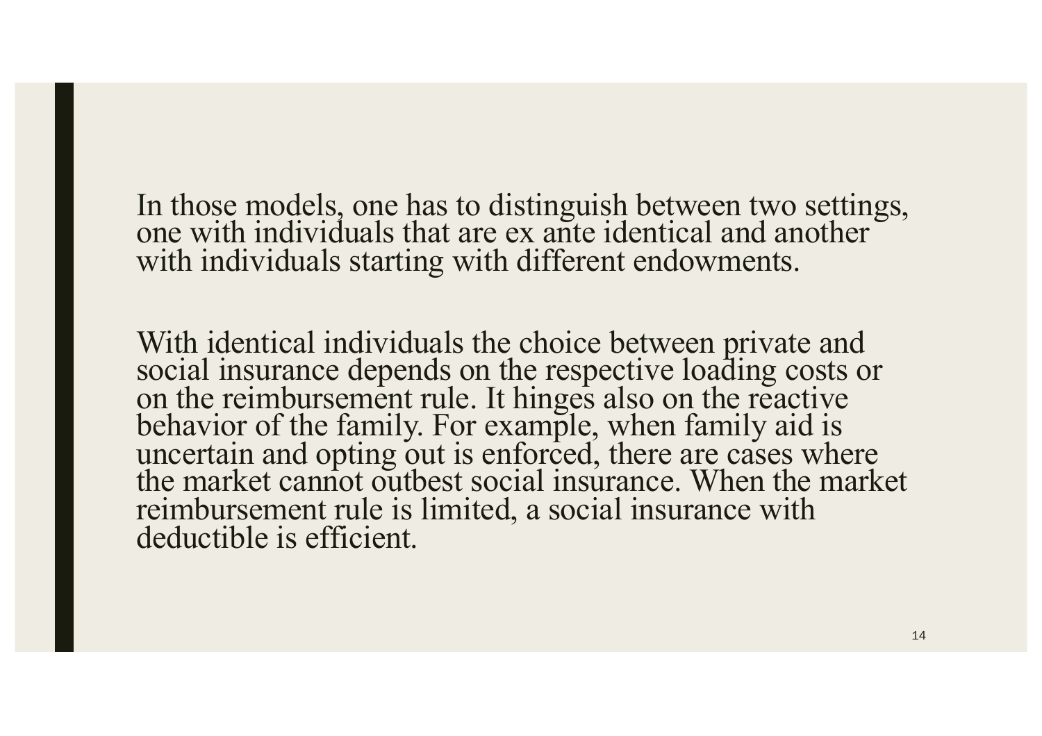In those models, one has to distinguish between two settings, one with individuals that are ex ante identical and another with individuals starting with different endowments.

With identical individuals the choice between private and social insurance depends on the respective loading costs or on the reimbursement rule. It hinges also on the reactive behavior of the family. For example, when family aid is uncertain and opting out is enforced, there are cases where the market cannot outbest social insurance. When the market reimbursement rule is limited, a social insurance with deductible is efficient.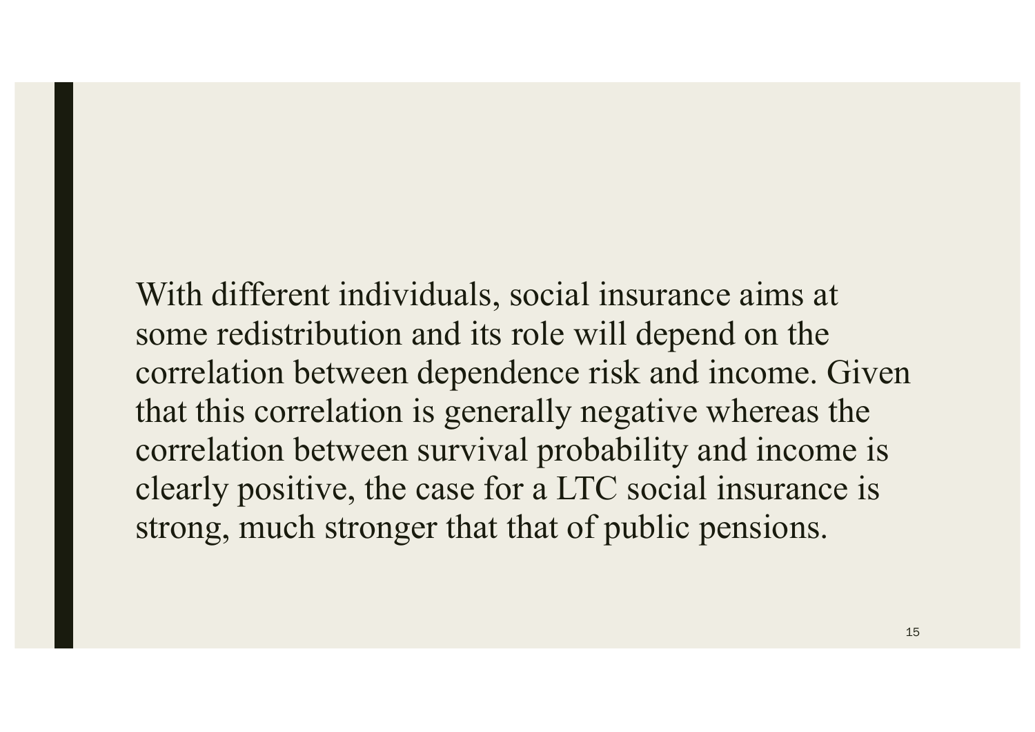With different individuals, social insurance aims at some redistribution and its role will depend on the correlation between dependence risk and income. Given that this correlation is generally negative whereas the correlation between survival probability and income is clearly positive, the case for a LTC social insurance is strong, much stronger that that of public pensions.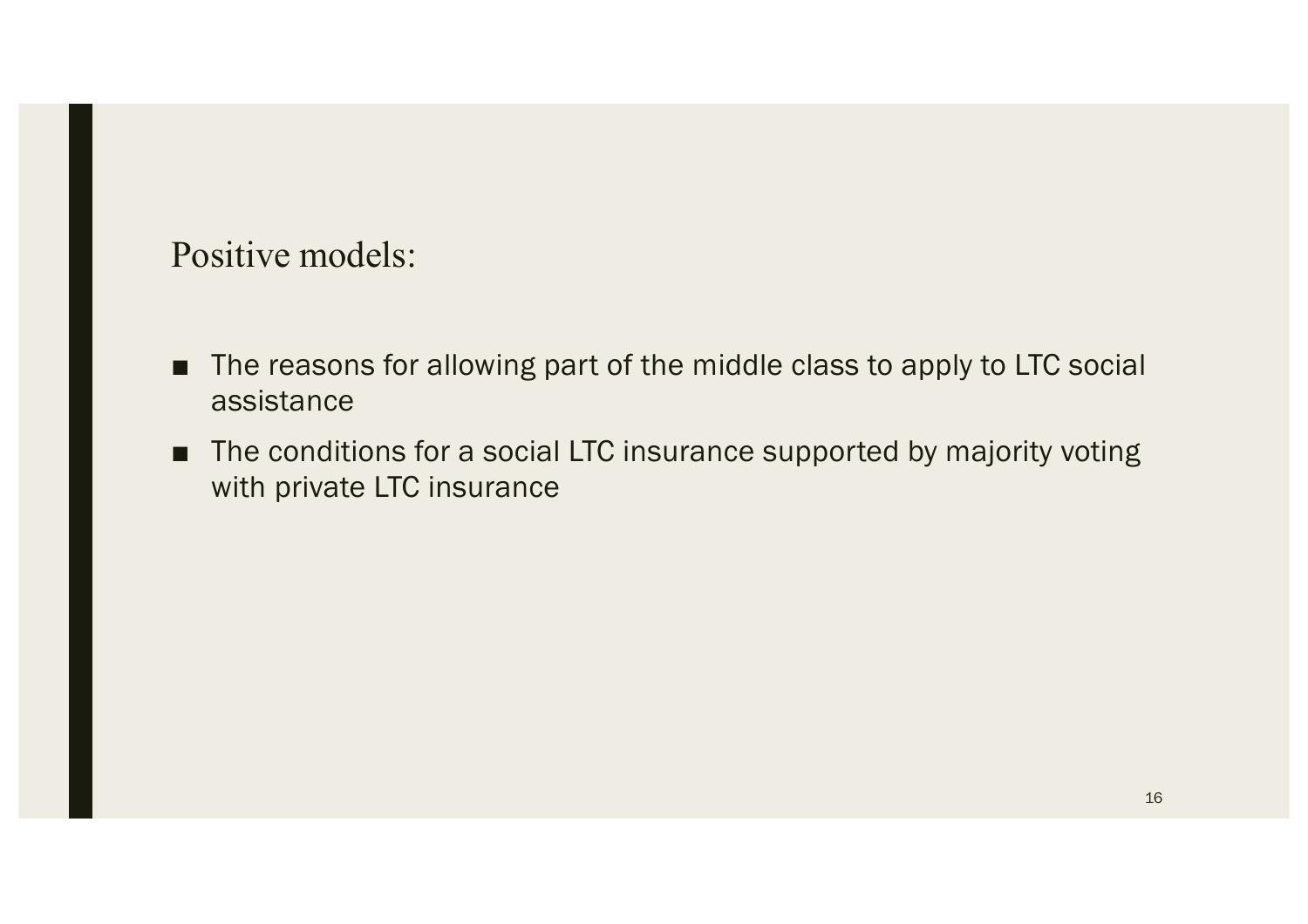## Positive models:

- The reasons for allowing part of the middle class to apply to LTC social assistance
- The conditions for a social LTC insurance supported by majority voting with private LTC insurance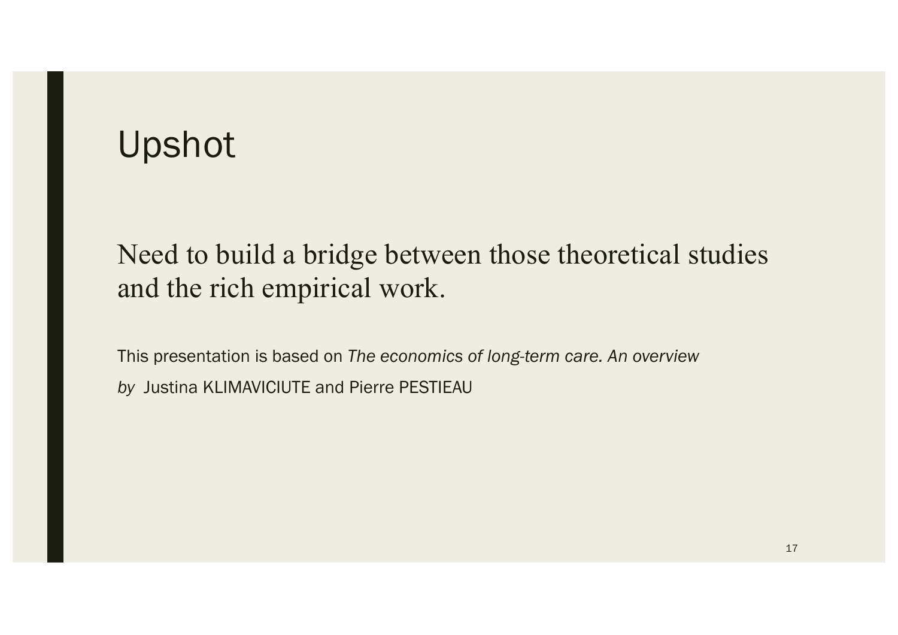# Upshot

Need to build a bridge between those theoretical studies and the rich empirical work.

This presentation is based on *The economics of long-term care. An overview*

*by* Justina KLIMAVICIUTE and Pierre PESTIEAU